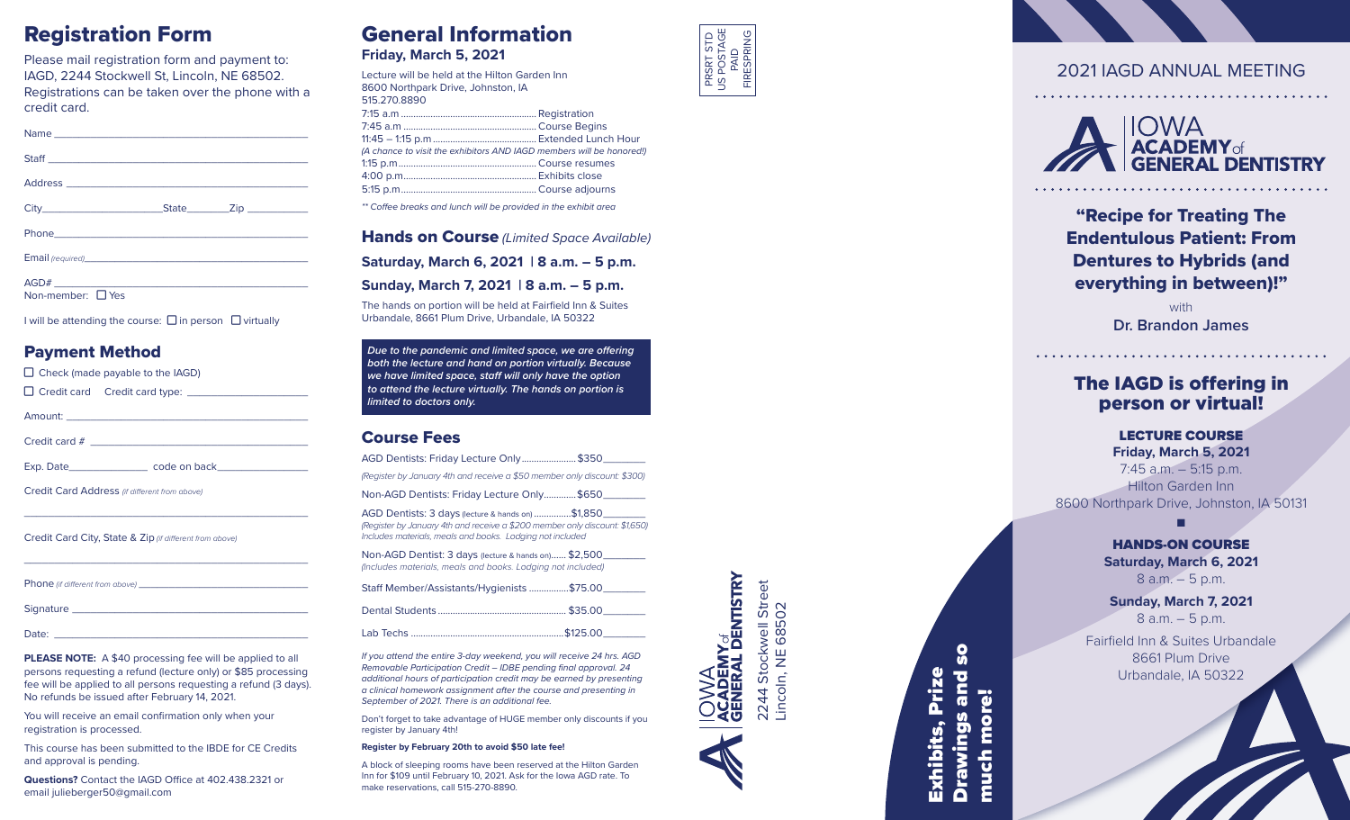# Registration Form

Please mail registration form and payment to: IAGD, 2244 Stockwell St, Lincoln, NE 68502. Registrations can be taken over the phone with a credit card.

Name ___________________________________________

Staff ___________________________________________

Address _________________________________________

City____________________State________Zip ___________

Phone___________________________________________

Email *(required)*____________________________________

AGD# ___________________________________________

Non-member: ☐ Yes

I will be attending the course: ☐ in person ☐ virtually

## Payment Method

☐ Check (made payable to the IAGD)

☐ Credit card Credit card type: ____________________

Amount: _________________________________________

Credit card # _____________________________________

Exp. Date______________ code on back________________

Credit Card Address *(if different from above)*

_________________________________________________

Credit Card City, State & Zip *(if different from above)*

_________________________________________________

Phone *(if different from above)* _____________________________

Signature _________________________________________

Date: ____________________________________________

**PLEASE NOTE:** A $40 processing fee will be applied to all persons requesting a refund (lecture only) or $85 processing fee will be applied to all persons requesting a refund (3 days). No refunds be issued after February 14, 2021.

You will receive an email confirmation only when your registration is processed.

This course has been submitted to the IBDE for CE Credits and approval is pending.

**Questions?** Contact the IAGD Office at 402.438.2321 or email julieberger50@gmail.com

# General Information

### Friday, March 5, 2021

Lecture will be held at the Hilton Garden Inn
8600 Northpark Drive, Johnston, IA
515.270.8890

7:15 a.m ........................................ Registration
7:45 a.m ........................................ Course Begins
11:45 – 1:15 p.m ............................ Extended Lunch Hour
*(A chance to visit the exhibitors AND IAGD members will be honored!)*
1:15 p.m......................................... Course resumes
4:00 p.m......................................... Exhibits close
5:15 p.m......................................... Course adjourns

*** Coffee breaks and lunch will be provided in the exhibit area*

## Hands on Course *(Limited Space Available)*

**Saturday, March 6, 2021 | 8 a.m. – 5 p.m.**

**Sunday, March 7, 2021 | 8 a.m. – 5 p.m.**

The hands on portion will be held at Fairfield Inn & Suites Urbandale, 8661 Plum Drive, Urbandale, IA 50322

***Due to the pandemic and limited space, we are offering both the lecture and hand on portion virtually. Because we have limited space, staff will only have the option to attend the lecture virtually. The hands on portion is limited to doctors only.***

## Course Fees

AGD Dentists: Friday Lecture Only..................... $350________
*(Register by January 4th and receive a $50 member only discount: $300)*

Non-AGD Dentists: Friday Lecture Only............. $650________

AGD Dentists: 3 days (lecture & hands on) ............... $1,850________
*(Register by January 4th and receive a $200 member only discount: $1,650)*
*Includes materials, meals and books. Lodging not included*

Non-AGD Dentist: 3 days (lecture & hands on)...... $2,500________
*(Includes materials, meals and books. Lodging not included)*

Staff Member/Assistants/Hygienists ................ $75.00________

Dental Students ................................................. $35.00________

Lab Techs .......................................................... $125.00________

*If you attend the entire 3-day weekend, you will receive 24 hrs. AGD Removable Participation Credit – IDBE pending final approval. 24 additional hours of participation credit may be earned by presenting a clinical homework assignment after the course and presenting in September of 2021. There is an additional fee.*

Don't forget to take advantage of HUGE member only discounts if you register by January 4th!

**Register by February 20th to avoid $50 late fee!**

A block of sleeping rooms have been reserved at the Hilton Garden Inn for $109 until February 10, 2021. Ask for the Iowa AGD rate. To make reservations, call 515-270-8890.

PRSRT STD
US POSTAGE
PAID
FIRESPRING

IOWA ACADEMY of GENERAL DENTISTRY
2244 Stockwell Street
Lincoln, NE 68502

**Exhibits, Prize Drawings and so much more!**

## 2021 IAGD ANNUAL MEETING

IOWA ACADEMY of GENERAL DENTISTRY

## "Recipe for Treating The Endentulous Patient: From Dentures to Hybrids (and everything in between)!"

with
**Dr. Brandon James**

## The IAGD is offering in person or virtual!

### LECTURE COURSE

**Friday, March 5, 2021**
7:45 a.m. – 5:15 p.m.
Hilton Garden Inn
8600 Northpark Drive, Johnston, IA 50131

### HANDS-ON COURSE

**Saturday, March 6, 2021**
8 a.m. – 5 p.m.

**Sunday, March 7, 2021**
8 a.m. – 5 p.m.

Fairfield Inn & Suites Urbandale
8661 Plum Drive
Urbandale, IA 50322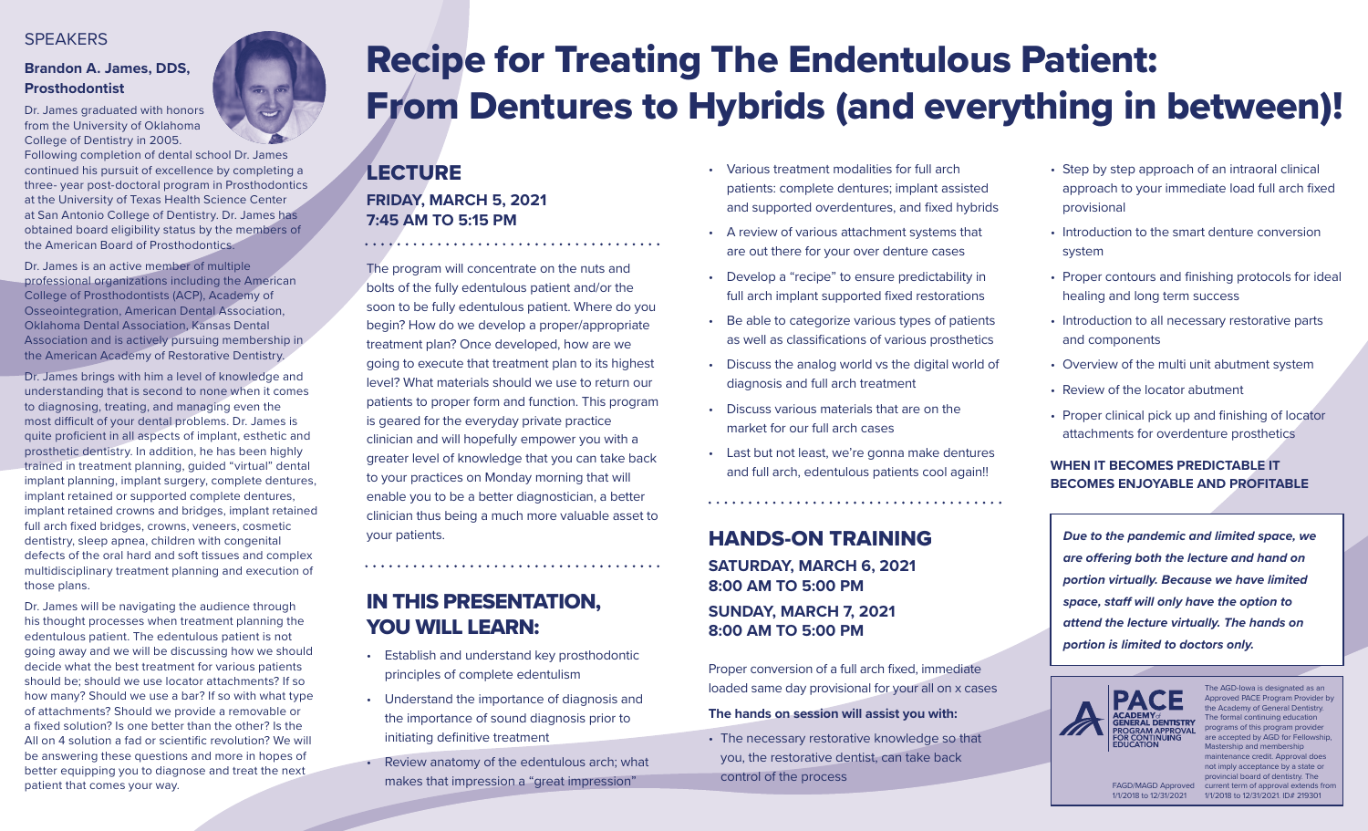# Recipe for Treating The Endentulous Patient: From Dentures to Hybrids (and everything in between)!

## SPEAKERS

**Brandon A. James, DDS, Prosthodontist**

Dr. James graduated with honors from the University of Oklahoma College of Dentistry in 2005. Following completion of dental school Dr. James continued his pursuit of excellence by completing a three- year post-doctoral program in Prosthodontics at the University of Texas Health Science Center at San Antonio College of Dentistry. Dr. James has obtained board eligibility status by the members of the American Board of Prosthodontics.

Dr. James is an active member of multiple professional organizations including the American College of Prosthodontists (ACP), Academy of Osseointegration, American Dental Association, Oklahoma Dental Association, Kansas Dental Association and is actively pursuing membership in the American Academy of Restorative Dentistry.

Dr. James brings with him a level of knowledge and understanding that is second to none when it comes to diagnosing, treating, and managing even the most difficult of your dental problems. Dr. James is quite proficient in all aspects of implant, esthetic and prosthetic dentistry. In addition, he has been highly trained in treatment planning, guided "virtual" dental implant planning, implant surgery, complete dentures, implant retained or supported complete dentures, implant retained crowns and bridges, implant retained full arch fixed bridges, crowns, veneers, cosmetic dentistry, sleep apnea, children with congenital defects of the oral hard and soft tissues and complex multidisciplinary treatment planning and execution of those plans.

Dr. James will be navigating the audience through his thought processes when treatment planning the edentulous patient. The edentulous patient is not going away and we will be discussing how we should decide what the best treatment for various patients should be; should we use locator attachments? If so how many? Should we use a bar? If so with what type of attachments? Should we provide a removable or a fixed solution? Is one better than the other? Is the All on 4 solution a fad or scientific revolution? We will be answering these questions and more in hopes of better equipping you to diagnose and treat the next patient that comes your way.

## LECTURE

**FRIDAY, MARCH 5, 2021**
**7:45 AM TO 5:15 PM**

The program will concentrate on the nuts and bolts of the fully edentulous patient and/or the soon to be fully edentulous patient. Where do you begin? How do we develop a proper/appropriate treatment plan? Once developed, how are we going to execute that treatment plan to its highest level? What materials should we use to return our patients to proper form and function. This program is geared for the everyday private practice clinician and will hopefully empower you with a greater level of knowledge that you can take back to your practices on Monday morning that will enable you to be a better diagnostician, a better clinician thus being a much more valuable asset to your patients.

## IN THIS PRESENTATION, YOU WILL LEARN:

- Establish and understand key prosthodontic principles of complete edentulism
- Understand the importance of diagnosis and the importance of sound diagnosis prior to initiating definitive treatment
- Review anatomy of the edentulous arch; what makes that impression a "great impression"
- Various treatment modalities for full arch patients: complete dentures; implant assisted and supported overdentures, and fixed hybrids
- A review of various attachment systems that are out there for your over denture cases
- Develop a "recipe" to ensure predictability in full arch implant supported fixed restorations
- Be able to categorize various types of patients as well as classifications of various prosthetics
- Discuss the analog world vs the digital world of diagnosis and full arch treatment
- Discuss various materials that are on the market for our full arch cases
- Last but not least, we're gonna make dentures and full arch, edentulous patients cool again!!

## HANDS-ON TRAINING

**SATURDAY, MARCH 6, 2021**
**8:00 AM TO 5:00 PM**

**SUNDAY, MARCH 7, 2021**
**8:00 AM TO 5:00 PM**

Proper conversion of a full arch fixed, immediate loaded same day provisional for your all on x cases

**The hands on session will assist you with:**

- The necessary restorative knowledge so that you, the restorative dentist, can take back control of the process
- Step by step approach of an intraoral clinical approach to your immediate load full arch fixed provisional
- Introduction to the smart denture conversion system
- Proper contours and finishing protocols for ideal healing and long term success
- Introduction to all necessary restorative parts and components
- Overview of the multi unit abutment system
- Review of the locator abutment
- Proper clinical pick up and finishing of locator attachments for overdenture prosthetics

**WHEN IT BECOMES PREDICTABLE IT BECOMES ENJOYABLE AND PROFITABLE**

***Due to the pandemic and limited space, we are offering both the lecture and hand on portion virtually. Because we have limited space, staff will only have the option to attend the lecture virtually. The hands on portion is limited to doctors only.***

PACE
ACADEMY of GENERAL DENTISTRY
PROGRAM APPROVAL FOR CONTINUING EDUCATION

FAGD/MAGD Approved
1/1/2018 to 12/31/2021

The AGD-Iowa is designated as an Approved PACE Program Provider by the Academy of General Dentistry. The formal continuing education programs of this program provider are accepted by AGD for Fellowship, Mastership and membership maintenance credit. Approval does not imply acceptance by a state or provincial board of dentistry. The current term of approval extends from 1/1/2018 to 12/31/2021. ID# 219301